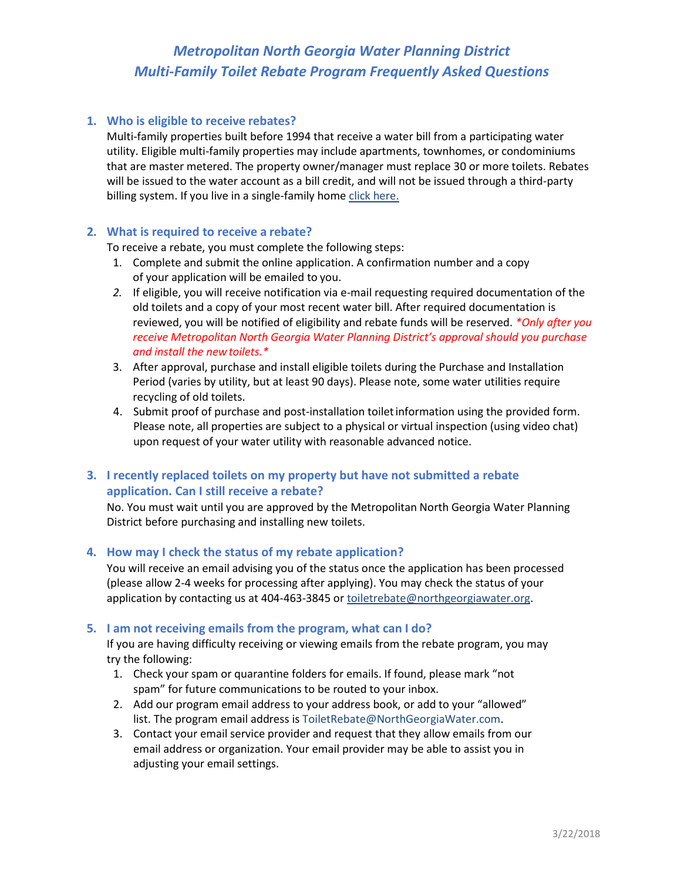# *Metropolitan North Georgia Water Planning District*
# *Multi-Family Toilet Rebate Program Frequently Asked Questions*

### 1. Who is eligible to receive rebates?

Multi-family properties built before 1994 that receive a water bill from a participating water utility. Eligible multi-family properties may include apartments, townhomes, or condominiums that are master metered. The property owner/manager must replace 30 or more toilets. Rebates will be issued to the water account as a bill credit, and will not be issued through a third-party billing system. If you live in a single-family home [click here.]

### 2. What is required to receive a rebate?

To receive a rebate, you must complete the following steps:

1. Complete and submit the online application. A confirmation number and a copy of your application will be emailed to you.
2. If eligible, you will receive notification via e-mail requesting required documentation of the old toilets and a copy of your most recent water bill. After required documentation is reviewed, you will be notified of eligibility and rebate funds will be reserved. *\*Only after you receive Metropolitan North Georgia Water Planning District's approval should you purchase and install the new toilets.\**
3. After approval, purchase and install eligible toilets during the Purchase and Installation Period (varies by utility, but at least 90 days). Please note, some water utilities require recycling of old toilets.
4. Submit proof of purchase and post-installation toilet information using the provided form. Please note, all properties are subject to a physical or virtual inspection (using video chat) upon request of your water utility with reasonable advanced notice.

### 3. I recently replaced toilets on my property but have not submitted a rebate application. Can I still receive a rebate?

No. You must wait until you are approved by the Metropolitan North Georgia Water Planning District before purchasing and installing new toilets.

### 4. How may I check the status of my rebate application?

You will receive an email advising you of the status once the application has been processed (please allow 2-4 weeks for processing after applying). You may check the status of your application by contacting us at 404-463-3845 or toiletrebate@northgeorgiawater.org.

### 5. I am not receiving emails from the program, what can I do?

If you are having difficulty receiving or viewing emails from the rebate program, you may try the following:

1. Check your spam or quarantine folders for emails. If found, please mark "not spam" for future communications to be routed to your inbox.
2. Add our program email address to your address book, or add to your "allowed" list. The program email address is ToiletRebate@NorthGeorgiaWater.com.
3. Contact your email service provider and request that they allow emails from our email address or organization. Your email provider may be able to assist you in adjusting your email settings.

3/22/2018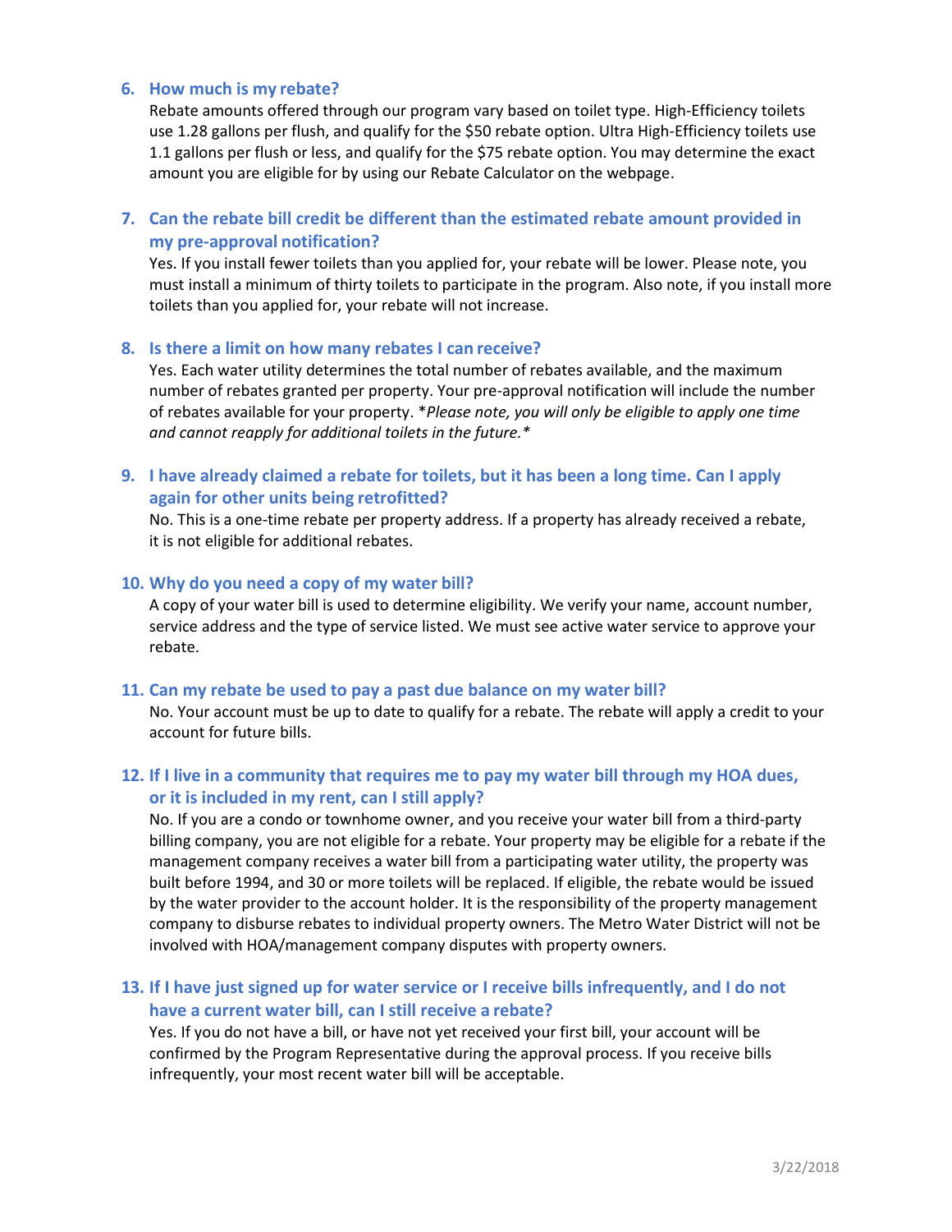6. **How much is my rebate?**

   Rebate amounts offered through our program vary based on toilet type. High-Efficiency toilets use 1.28 gallons per flush, and qualify for the $50 rebate option. Ultra High-Efficiency toilets use 1.1 gallons per flush or less, and qualify for the $75 rebate option. You may determine the exact amount you are eligible for by using our Rebate Calculator on the webpage.

7. **Can the rebate bill credit be different than the estimated rebate amount provided in my pre-approval notification?**

   Yes. If you install fewer toilets than you applied for, your rebate will be lower. Please note, you must install a minimum of thirty toilets to participate in the program. Also note, if you install more toilets than you applied for, your rebate will not increase.

8. **Is there a limit on how many rebates I can receive?**

   Yes. Each water utility determines the total number of rebates available, and the maximum number of rebates granted per property. Your pre-approval notification will include the number of rebates available for your property. **Please note, you will only be eligible to apply one time and cannot reapply for additional toilets in the future.**

9. **I have already claimed a rebate for toilets, but it has been a long time. Can I apply again for other units being retrofitted?**

   No. This is a one-time rebate per property address. If a property has already received a rebate, it is not eligible for additional rebates.

10. **Why do you need a copy of my water bill?**

    A copy of your water bill is used to determine eligibility. We verify your name, account number, service address and the type of service listed. We must see active water service to approve your rebate.

11. **Can my rebate be used to pay a past due balance on my water bill?**

    No. Your account must be up to date to qualify for a rebate. The rebate will apply a credit to your account for future bills.

12. **If I live in a community that requires me to pay my water bill through my HOA dues, or it is included in my rent, can I still apply?**

    No. If you are a condo or townhome owner, and you receive your water bill from a third-party billing company, you are not eligible for a rebate. Your property may be eligible for a rebate if the management company receives a water bill from a participating water utility, the property was built before 1994, and 30 or more toilets will be replaced. If eligible, the rebate would be issued by the water provider to the account holder. It is the responsibility of the property management company to disburse rebates to individual property owners. The Metro Water District will not be involved with HOA/management company disputes with property owners.

13. **If I have just signed up for water service or I receive bills infrequently, and I do not have a current water bill, can I still receive a rebate?**

    Yes. If you do not have a bill, or have not yet received your first bill, your account will be confirmed by the Program Representative during the approval process. If you receive bills infrequently, your most recent water bill will be acceptable.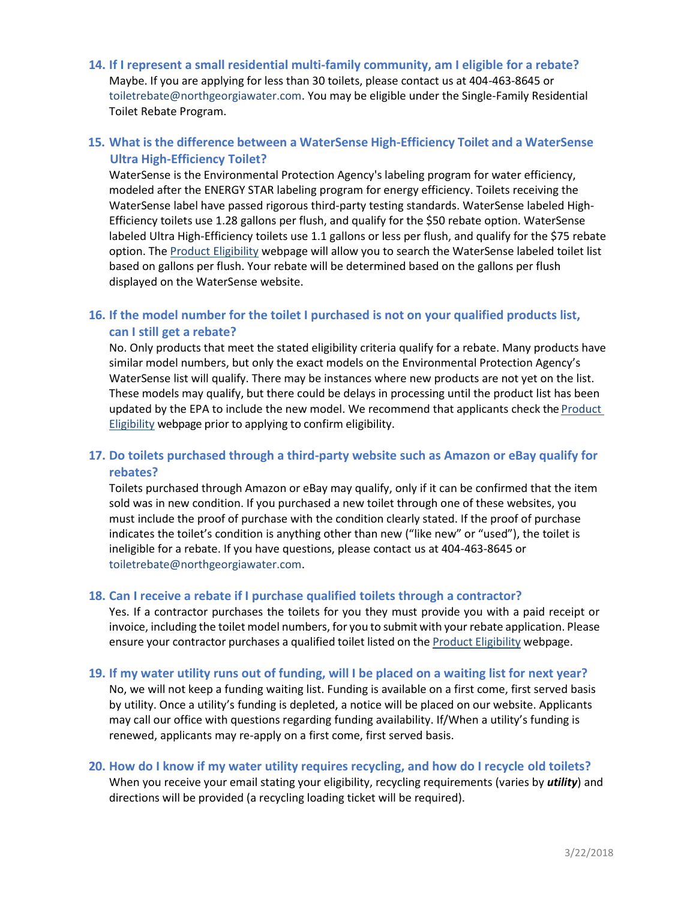### 14. If I represent a small residential multi-family community, am I eligible for a rebate?

Maybe. If you are applying for less than 30 toilets, please contact us at 404-463-8645 or toiletrebate@northgeorgiawater.com. You may be eligible under the Single-Family Residential Toilet Rebate Program.

### 15. What is the difference between a WaterSense High-Efficiency Toilet and a WaterSense Ultra High-Efficiency Toilet?

WaterSense is the Environmental Protection Agency's labeling program for water efficiency, modeled after the ENERGY STAR labeling program for energy efficiency. Toilets receiving the WaterSense label have passed rigorous third-party testing standards. WaterSense labeled High-Efficiency toilets use 1.28 gallons per flush, and qualify for the $50 rebate option. WaterSense labeled Ultra High-Efficiency toilets use 1.1 gallons or less per flush, and qualify for the $75 rebate option. The Product Eligibility webpage will allow you to search the WaterSense labeled toilet list based on gallons per flush. Your rebate will be determined based on the gallons per flush displayed on the WaterSense website.

### 16. If the model number for the toilet I purchased is not on your qualified products list, can I still get a rebate?

No. Only products that meet the stated eligibility criteria qualify for a rebate. Many products have similar model numbers, but only the exact models on the Environmental Protection Agency's WaterSense list will qualify. There may be instances where new products are not yet on the list. These models may qualify, but there could be delays in processing until the product list has been updated by the EPA to include the new model. We recommend that applicants check the Product Eligibility webpage prior to applying to confirm eligibility.

### 17. Do toilets purchased through a third-party website such as Amazon or eBay qualify for rebates?

Toilets purchased through Amazon or eBay may qualify, only if it can be confirmed that the item sold was in new condition. If you purchased a new toilet through one of these websites, you must include the proof of purchase with the condition clearly stated. If the proof of purchase indicates the toilet's condition is anything other than new ("like new" or "used"), the toilet is ineligible for a rebate. If you have questions, please contact us at 404-463-8645 or toiletrebate@northgeorgiawater.com.

### 18. Can I receive a rebate if I purchase qualified toilets through a contractor?

Yes. If a contractor purchases the toilets for you they must provide you with a paid receipt or invoice, including the toilet model numbers, for you to submit with your rebate application. Please ensure your contractor purchases a qualified toilet listed on the Product Eligibility webpage.

### 19. If my water utility runs out of funding, will I be placed on a waiting list for next year?

No, we will not keep a funding waiting list. Funding is available on a first come, first served basis by utility. Once a utility's funding is depleted, a notice will be placed on our website. Applicants may call our office with questions regarding funding availability. If/When a utility's funding is renewed, applicants may re-apply on a first come, first served basis.

### 20. How do I know if my water utility requires recycling, and how do I recycle old toilets?

When you receive your email stating your eligibility, recycling requirements (varies by ***utility***) and directions will be provided (a recycling loading ticket will be required).

3/22/2018